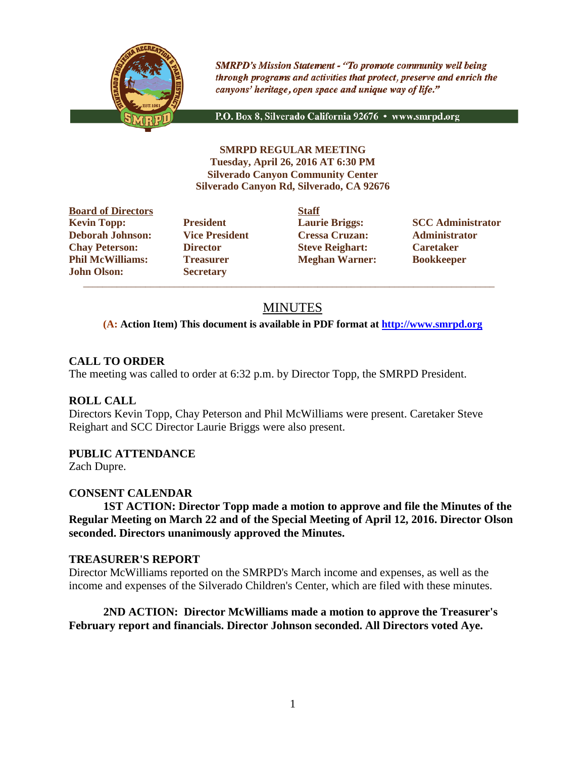*SMRPD's Mission Statement - "To promote community well being through programs and activities that protect, preserve and enrich the canyons' heritage, open space and unique way of life."*

P.O. Box 8, Silverado California 92676 • www.smrpd.org

**SMRPD REGULAR MEETING**
**Tuesday, April 26, 2016 AT 6:30 PM**
**Silverado Canyon Community Center**
**Silverado Canyon Rd, Silverado, CA 92676**

| **Board of Directors** | | **Staff** | |
|---|---|---|---|
| **Kevin Topp:** | **President** | **Laurie Briggs:** | **SCC Administrator** |
| **Deborah Johnson:** | **Vice President** | **Cressa Cruzan:** | **Administrator** |
| **Chay Peterson:** | **Director** | **Steve Reighart:** | **Caretaker** |
| **Phil McWilliams:** | **Treasurer** | **Meghan Warner:** | **Bookkeeper** |
| **John Olson:** | **Secretary** | | |

# MINUTES

**(A: Action Item) This document is available in PDF format at http://www.smrpd.org**

## CALL TO ORDER

The meeting was called to order at 6:32 p.m. by Director Topp, the SMRPD President.

## ROLL CALL

Directors Kevin Topp, Chay Peterson and Phil McWilliams were present. Caretaker Steve Reighart and SCC Director Laurie Briggs were also present.

## PUBLIC ATTENDANCE

Zach Dupre.

## CONSENT CALENDAR

**1ST ACTION: Director Topp made a motion to approve and file the Minutes of the Regular Meeting on March 22 and of the Special Meeting of April 12, 2016. Director Olson seconded. Directors unanimously approved the Minutes.**

## TREASURER'S REPORT

Director McWilliams reported on the SMRPD's March income and expenses, as well as the income and expenses of the Silverado Children's Center, which are filed with these minutes.

**2ND ACTION: Director McWilliams made a motion to approve the Treasurer's February report and financials. Director Johnson seconded. All Directors voted Aye.**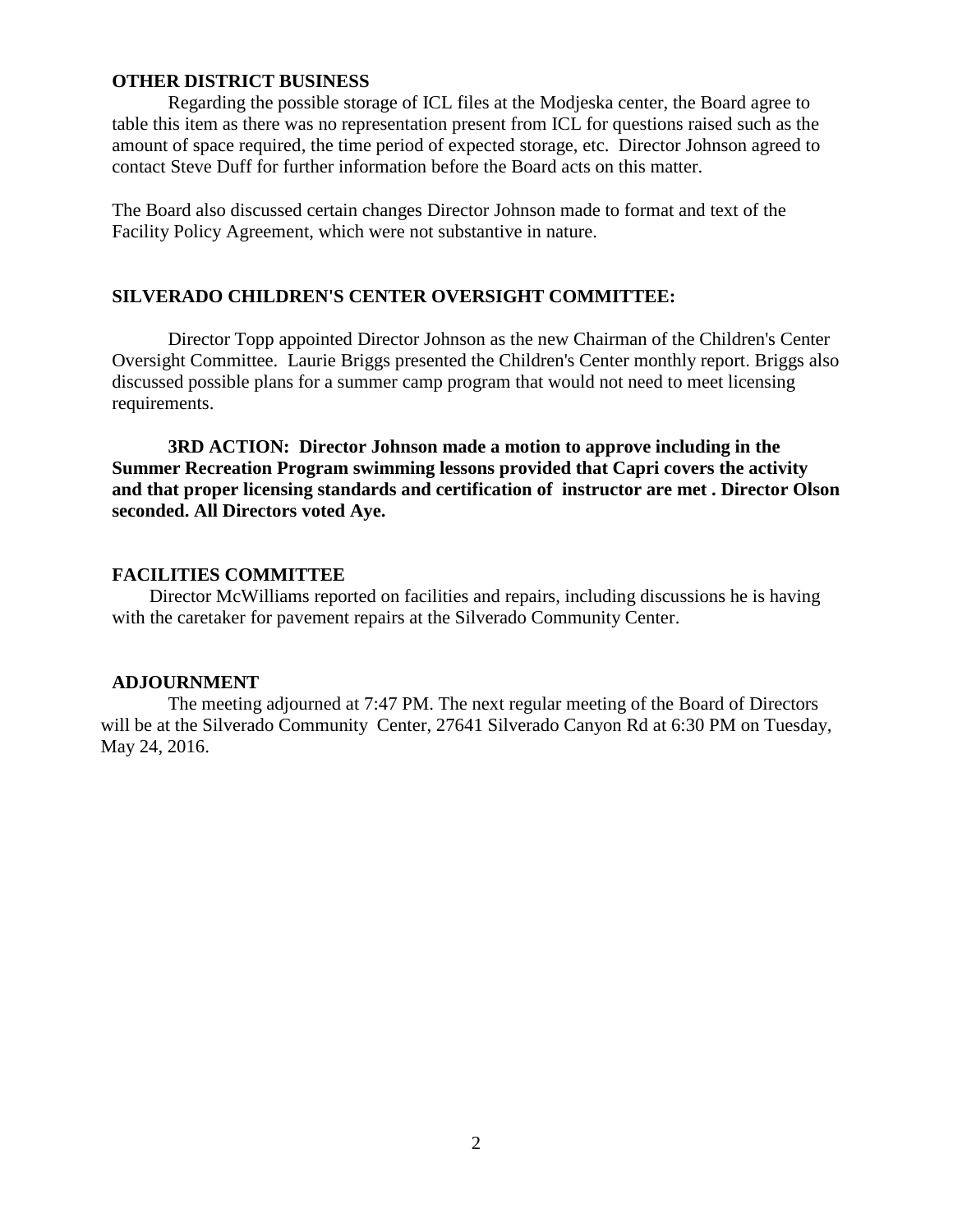## OTHER DISTRICT BUSINESS

Regarding the possible storage of ICL files at the Modjeska center, the Board agree to table this item as there was no representation present from ICL for questions raised such as the amount of space required, the time period of expected storage, etc. Director Johnson agreed to contact Steve Duff for further information before the Board acts on this matter.

The Board also discussed certain changes Director Johnson made to format and text of the Facility Policy Agreement, which were not substantive in nature.

## SILVERADO CHILDREN'S CENTER OVERSIGHT COMMITTEE:

Director Topp appointed Director Johnson as the new Chairman of the Children's Center Oversight Committee. Laurie Briggs presented the Children's Center monthly report. Briggs also discussed possible plans for a summer camp program that would not need to meet licensing requirements.

**3RD ACTION: Director Johnson made a motion to approve including in the Summer Recreation Program swimming lessons provided that Capri covers the activity and that proper licensing standards and certification of instructor are met . Director Olson seconded. All Directors voted Aye.**

## FACILITIES COMMITTEE

Director McWilliams reported on facilities and repairs, including discussions he is having with the caretaker for pavement repairs at the Silverado Community Center.

## ADJOURNMENT

The meeting adjourned at 7:47 PM. The next regular meeting of the Board of Directors will be at the Silverado Community Center, 27641 Silverado Canyon Rd at 6:30 PM on Tuesday, May 24, 2016.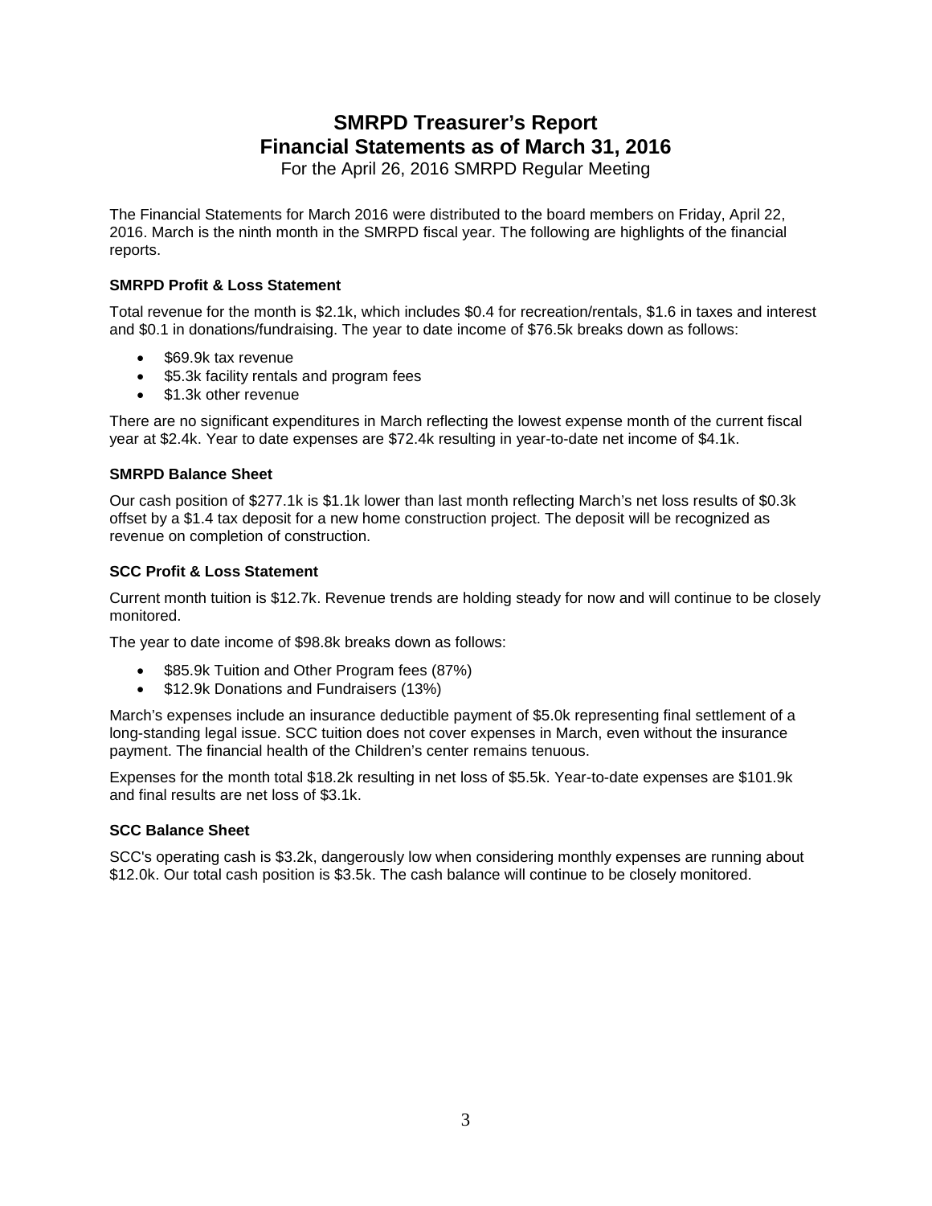# SMRPD Treasurer's Report
# Financial Statements as of March 31, 2016

For the April 26, 2016 SMRPD Regular Meeting

The Financial Statements for March 2016 were distributed to the board members on Friday, April 22, 2016. March is the ninth month in the SMRPD fiscal year. The following are highlights of the financial reports.

### SMRPD Profit & Loss Statement

Total revenue for the month is $2.1k, which includes $0.4 for recreation/rentals, $1.6 in taxes and interest and $0.1 in donations/fundraising. The year to date income of $76.5k breaks down as follows:

- $69.9k tax revenue
- $5.3k facility rentals and program fees
- $1.3k other revenue

There are no significant expenditures in March reflecting the lowest expense month of the current fiscal year at $2.4k. Year to date expenses are $72.4k resulting in year-to-date net income of $4.1k.

### SMRPD Balance Sheet

Our cash position of $277.1k is $1.1k lower than last month reflecting March's net loss results of $0.3k offset by a $1.4 tax deposit for a new home construction project. The deposit will be recognized as revenue on completion of construction.

### SCC Profit & Loss Statement

Current month tuition is $12.7k. Revenue trends are holding steady for now and will continue to be closely monitored.

The year to date income of $98.8k breaks down as follows:

- $85.9k Tuition and Other Program fees (87%)
- $12.9k Donations and Fundraisers (13%)

March's expenses include an insurance deductible payment of $5.0k representing final settlement of a long-standing legal issue. SCC tuition does not cover expenses in March, even without the insurance payment. The financial health of the Children's center remains tenuous.

Expenses for the month total $18.2k resulting in net loss of $5.5k. Year-to-date expenses are $101.9k and final results are net loss of $3.1k.

### SCC Balance Sheet

SCC's operating cash is $3.2k, dangerously low when considering monthly expenses are running about $12.0k. Our total cash position is $3.5k. The cash balance will continue to be closely monitored.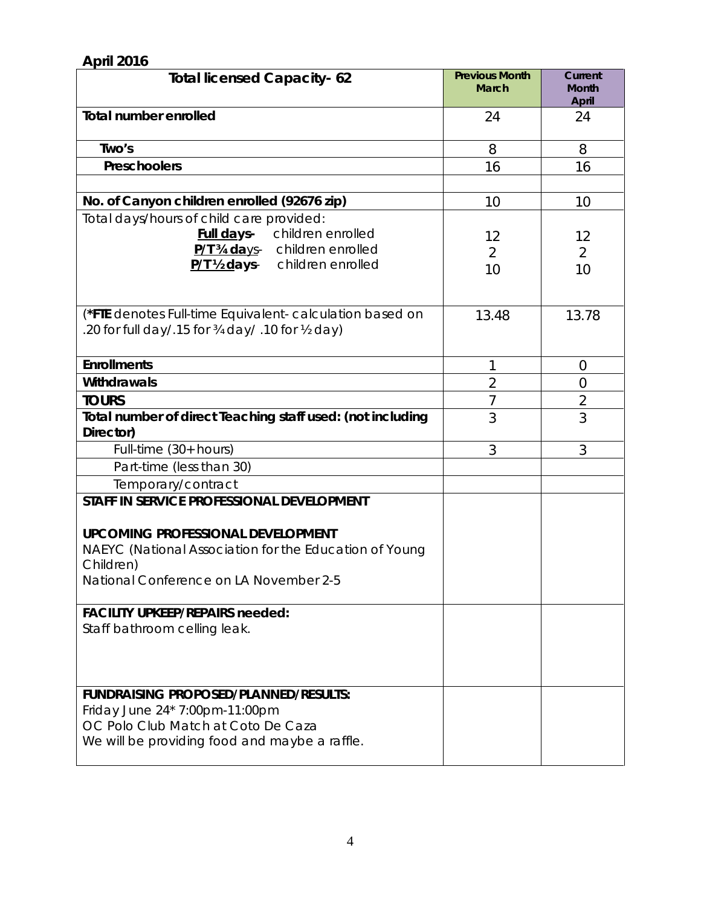**April 2016**

| **Total licensed Capacity- 62** | **Previous Month March** | **Current Month April** |
|---|---|---|
| **Total number enrolled** | 24 | 24 |
| **Two's** | 8 | 8 |
| **Preschoolers** | 16 | 16 |
| | | |
| **No. of Canyon children enrolled (92676 zip)** | 10 | 10 |
| Total days/hours of child care provided:<br>**Full days-** children enrolled<br>**P/T ¾ days-** children enrolled<br>**P/T ½ days-** children enrolled | <br>12<br>2<br>10 | <br>12<br>2<br>10 |
| (***FTE** denotes Full-time Equivalent- calculation based on .20 for full day/.15 for ¾ day/ .10 for ½ day) | 13.48 | 13.78 |
| **Enrollments** | 1 | 0 |
| **Withdrawals** | 2 | 0 |
| **TOURS** | 7 | 2 |
| **Total number of direct Teaching staff used: (not including Director)** | 3 | 3 |
| Full-time (30+ hours) | 3 | 3 |
| Part-time (less than 30) | | |
| Temporary/contract | | |
| **STAFF IN SERVICE PROFESSIONAL DEVELOPMENT**<br><br>**UPCOMING PROFESSIONAL DEVELOPMENT**<br>NAEYC (National Association for the Education of Young Children)<br>National Conference on LA November 2-5 | | |
| **FACILITY UPKEEP/REPAIRS needed:**<br>Staff bathroom celling leak. | | |
| **FUNDRAISING PROPOSED/PLANNED/RESULTS:**<br>Friday June 24* 7:00pm-11:00pm<br>OC Polo Club Match at Coto De Caza<br>We will be providing food and maybe a raffle. | | |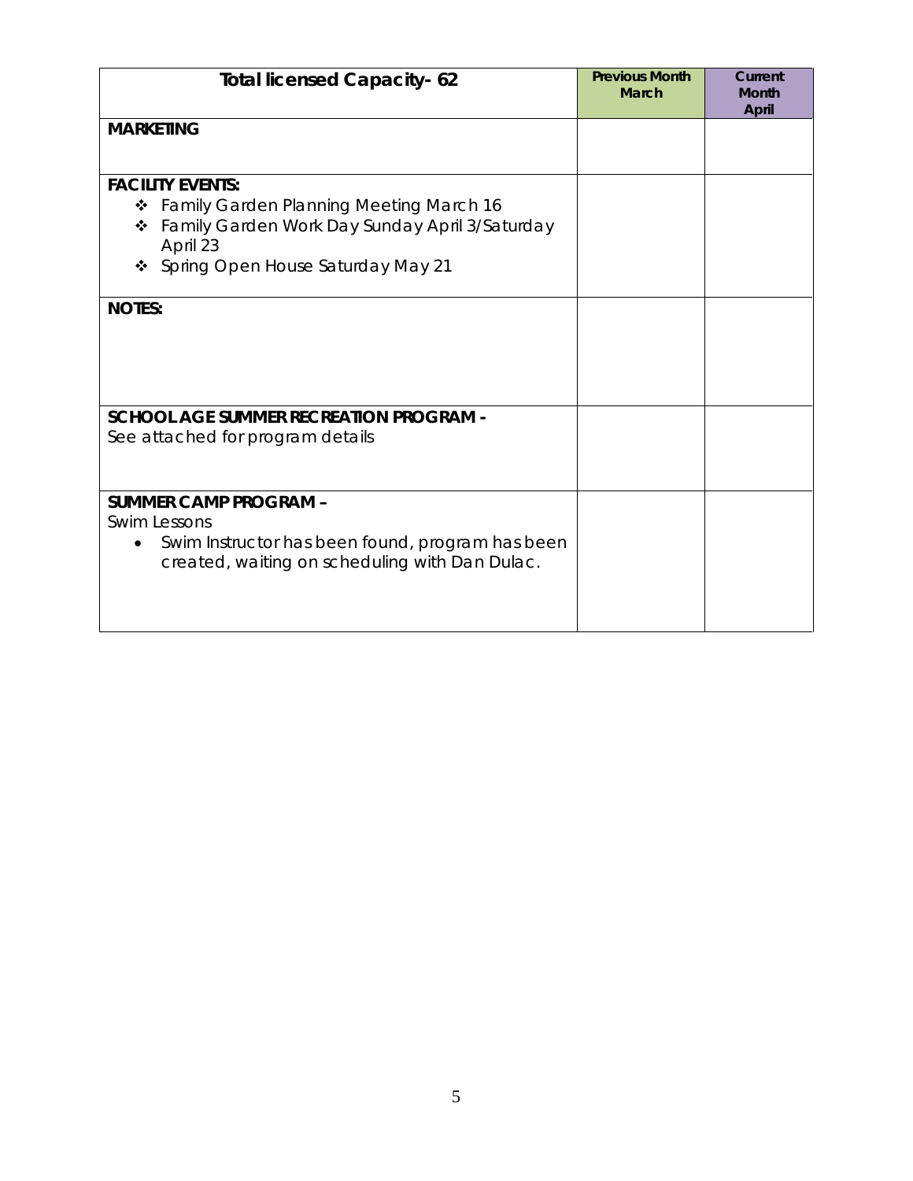| Total licensed Capacity- 62 | Previous Month March | Current Month April |
|---|---|---|
| **MARKETING** | | |
| **FACILITY EVENTS:**<br>❖ Family Garden Planning Meeting March 16<br>❖ Family Garden Work Day Sunday April 3/Saturday April 23<br>❖ Spring Open House Saturday May 21 | | |
| **NOTES:** | | |
| **SCHOOL AGE SUMMER RECREATION PROGRAM -**<br>See attached for program details | | |
| **SUMMER CAMP PROGRAM –**<br>Swim Lessons<br>• Swim Instructor has been found, program has been created, waiting on scheduling with Dan Dulac. | | |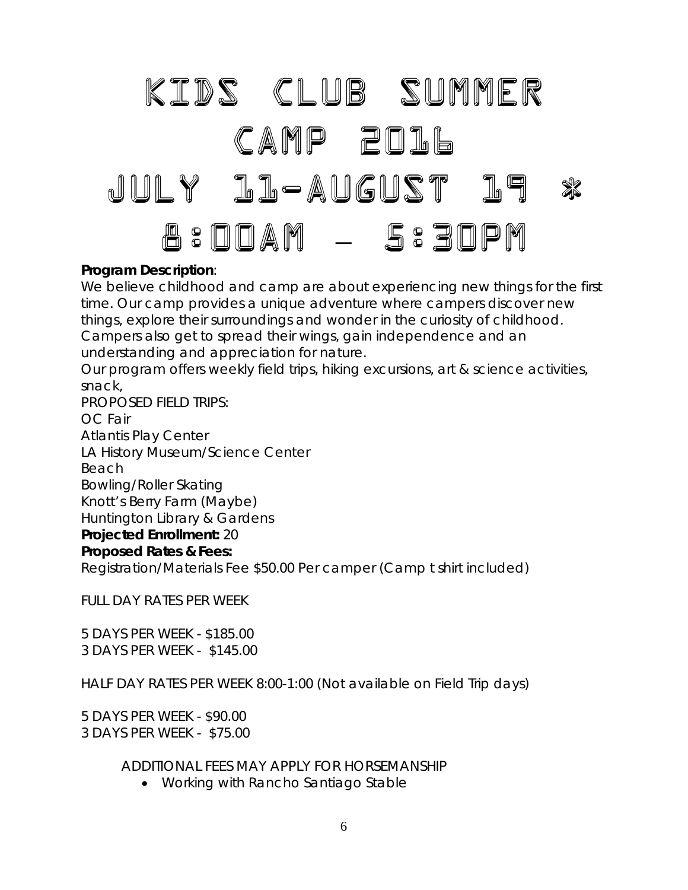# KIDS CLUB SUMMER CAMP 2016 JULY 11-AUGUST 19 * 8:00AM – 5:30PM

**Program Description**:

We believe childhood and camp are about experiencing new things for the first time. Our camp provides a unique adventure where campers discover new things, explore their surroundings and wonder in the curiosity of childhood. Campers also get to spread their wings, gain independence and an understanding and appreciation for nature.

Our program offers weekly field trips, hiking excursions, art & science activities, snack,

PROPOSED FIELD TRIPS:

OC Fair

Atlantis Play Center

LA History Museum/Science Center

Beach

Bowling/Roller Skating

Knott's Berry Farm (Maybe)

Huntington Library & Gardens

**Projected Enrollment:** 20

**Proposed Rates & Fees:**

Registration/Materials Fee $50.00 Per camper (Camp t shirt included)

FULL DAY RATES PER WEEK

5 DAYS PER WEEK - $185.00
3 DAYS PER WEEK - $145.00

HALF DAY RATES PER WEEK 8:00-1:00 (Not available on Field Trip days)

5 DAYS PER WEEK - $90.00
3 DAYS PER WEEK - $75.00

ADDITIONAL FEES MAY APPLY FOR HORSEMANSHIP

- Working with Rancho Santiago Stable